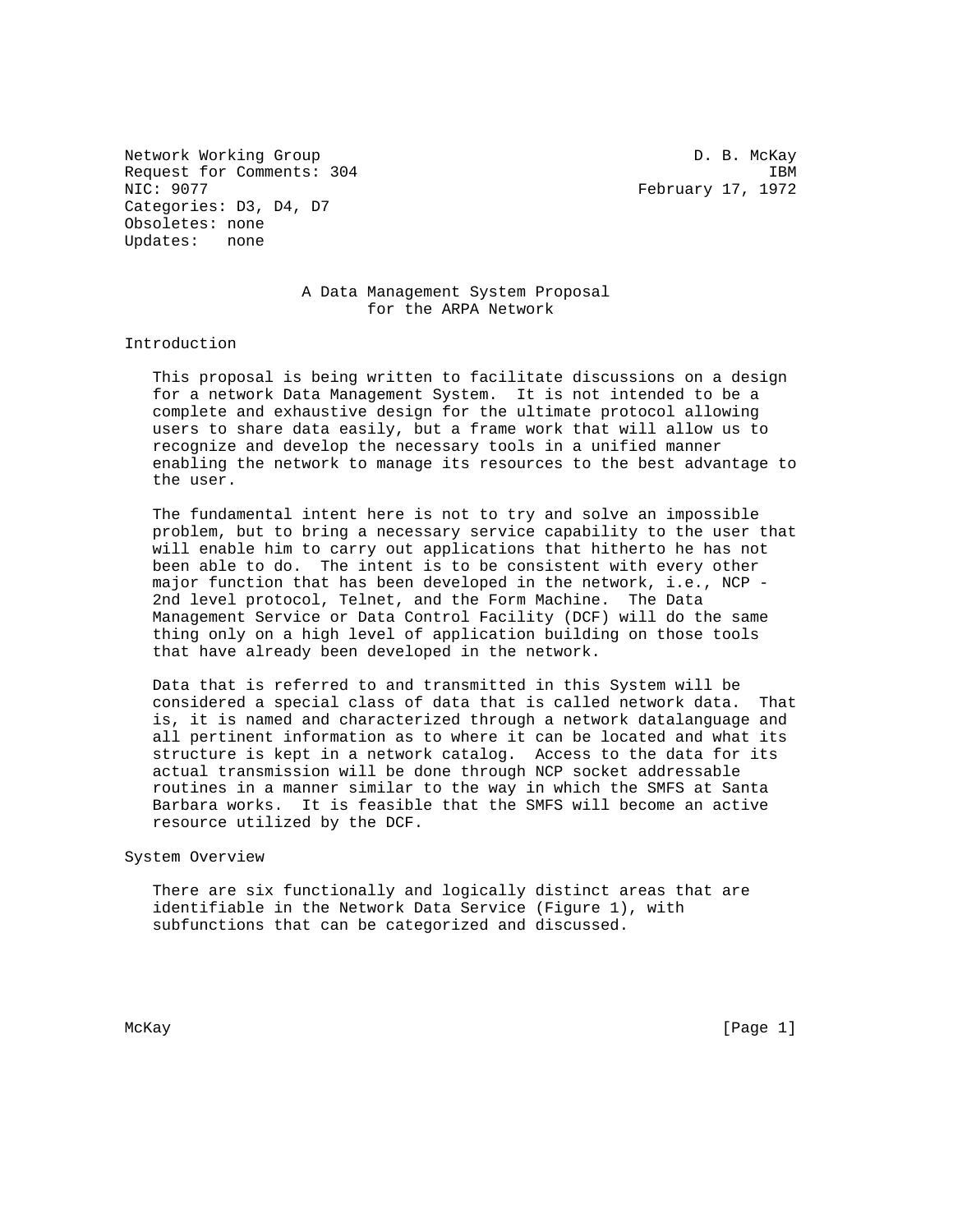Network Working Group D. B. McKay
Request for Comments: 304 IBM
NIC: 9077 February 17, 1972
Categories: D3, D4, D7
Obsoletes: none
Updates: none

# A Data Management System Proposal for the ARPA Network

## Introduction

This proposal is being written to facilitate discussions on a design for a network Data Management System. It is not intended to be a complete and exhaustive design for the ultimate protocol allowing users to share data easily, but a frame work that will allow us to recognize and develop the necessary tools in a unified manner enabling the network to manage its resources to the best advantage to the user.

The fundamental intent here is not to try and solve an impossible problem, but to bring a necessary service capability to the user that will enable him to carry out applications that hitherto he has not been able to do. The intent is to be consistent with every other major function that has been developed in the network, i.e., NCP - 2nd level protocol, Telnet, and the Form Machine. The Data Management Service or Data Control Facility (DCF) will do the same thing only on a high level of application building on those tools that have already been developed in the network.

Data that is referred to and transmitted in this System will be considered a special class of data that is called network data. That is, it is named and characterized through a network datalanguage and all pertinent information as to where it can be located and what its structure is kept in a network catalog. Access to the data for its actual transmission will be done through NCP socket addressable routines in a manner similar to the way in which the SMFS at Santa Barbara works. It is feasible that the SMFS will become an active resource utilized by the DCF.

## System Overview

There are six functionally and logically distinct areas that are identifiable in the Network Data Service (Figure 1), with subfunctions that can be categorized and discussed.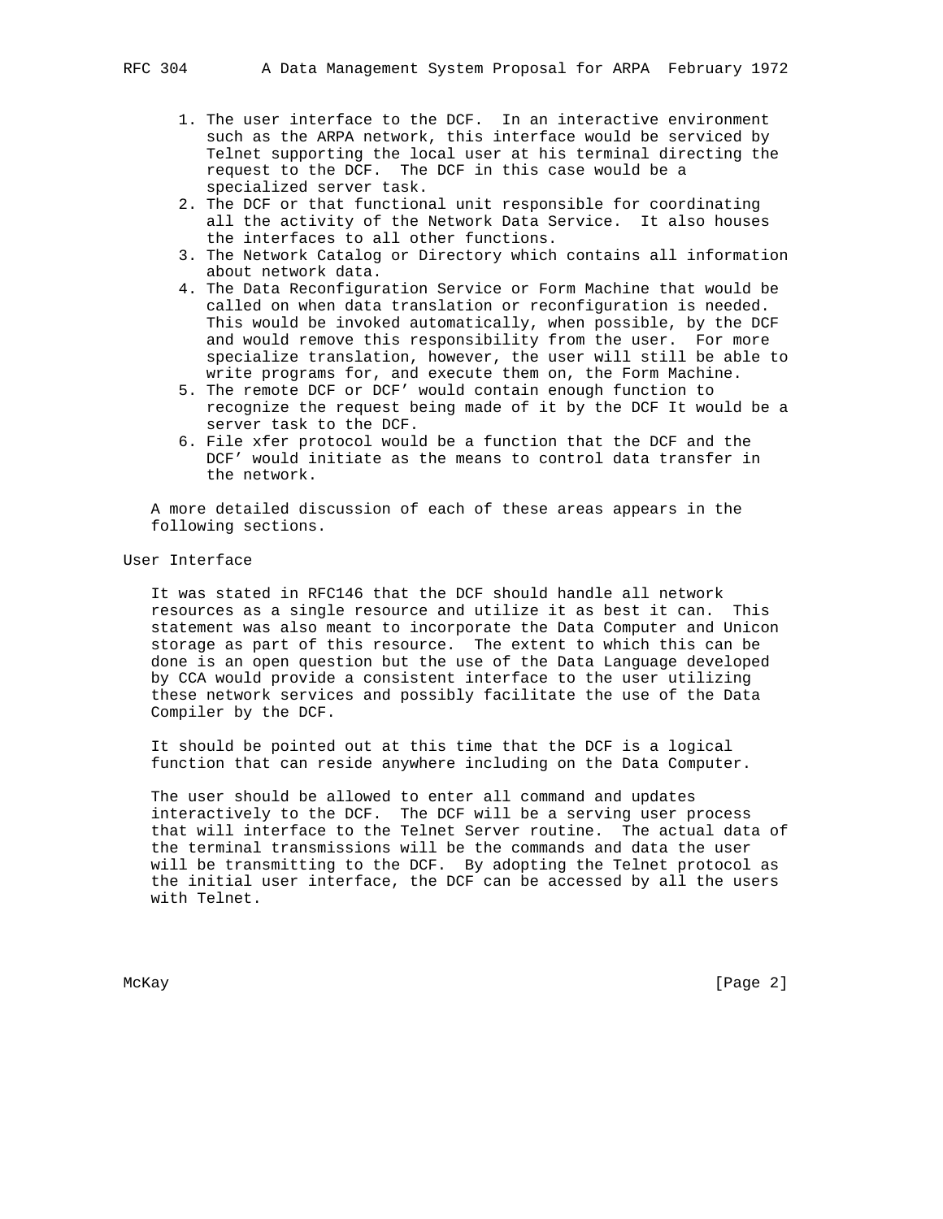1. The user interface to the DCF. In an interactive environment such as the ARPA network, this interface would be serviced by Telnet supporting the local user at his terminal directing the request to the DCF. The DCF in this case would be a specialized server task.
2. The DCF or that functional unit responsible for coordinating all the activity of the Network Data Service. It also houses the interfaces to all other functions.
3. The Network Catalog or Directory which contains all information about network data.
4. The Data Reconfiguration Service or Form Machine that would be called on when data translation or reconfiguration is needed. This would be invoked automatically, when possible, by the DCF and would remove this responsibility from the user. For more specialize translation, however, the user will still be able to write programs for, and execute them on, the Form Machine.
5. The remote DCF or DCF' would contain enough function to recognize the request being made of it by the DCF It would be a server task to the DCF.
6. File xfer protocol would be a function that the DCF and the DCF' would initiate as the means to control data transfer in the network.

A more detailed discussion of each of these areas appears in the following sections.

## User Interface

It was stated in RFC146 that the DCF should handle all network resources as a single resource and utilize it as best it can. This statement was also meant to incorporate the Data Computer and Unicon storage as part of this resource. The extent to which this can be done is an open question but the use of the Data Language developed by CCA would provide a consistent interface to the user utilizing these network services and possibly facilitate the use of the Data Compiler by the DCF.

It should be pointed out at this time that the DCF is a logical function that can reside anywhere including on the Data Computer.

The user should be allowed to enter all command and updates interactively to the DCF. The DCF will be a serving user process that will interface to the Telnet Server routine. The actual data of the terminal transmissions will be the commands and data the user will be transmitting to the DCF. By adopting the Telnet protocol as the initial user interface, the DCF can be accessed by all the users with Telnet.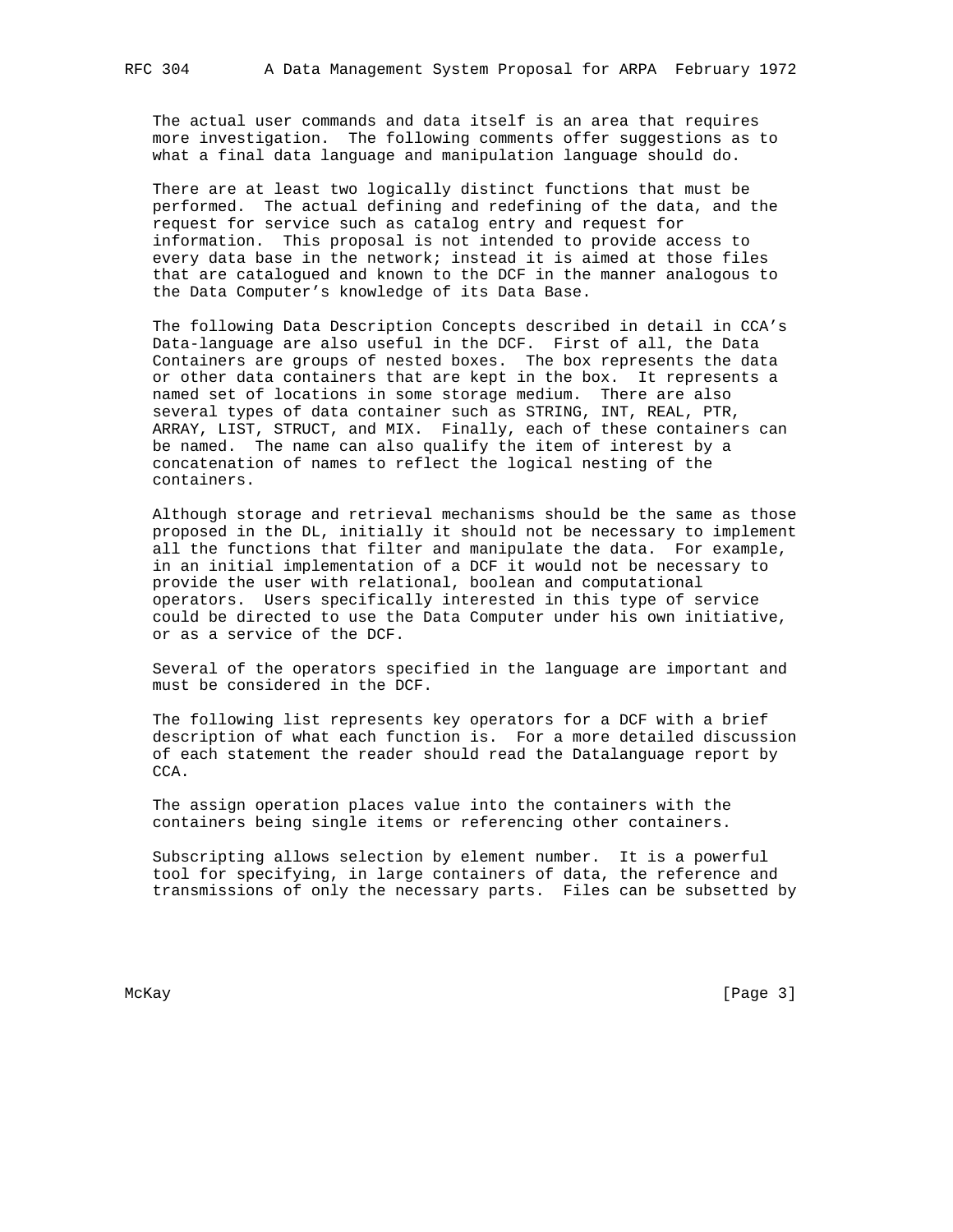The actual user commands and data itself is an area that requires more investigation. The following comments offer suggestions as to what a final data language and manipulation language should do.

There are at least two logically distinct functions that must be performed. The actual defining and redefining of the data, and the request for service such as catalog entry and request for information. This proposal is not intended to provide access to every data base in the network; instead it is aimed at those files that are catalogued and known to the DCF in the manner analogous to the Data Computer's knowledge of its Data Base.

The following Data Description Concepts described in detail in CCA's Data-language are also useful in the DCF. First of all, the Data Containers are groups of nested boxes. The box represents the data or other data containers that are kept in the box. It represents a named set of locations in some storage medium. There are also several types of data container such as STRING, INT, REAL, PTR, ARRAY, LIST, STRUCT, and MIX. Finally, each of these containers can be named. The name can also qualify the item of interest by a concatenation of names to reflect the logical nesting of the containers.

Although storage and retrieval mechanisms should be the same as those proposed in the DL, initially it should not be necessary to implement all the functions that filter and manipulate the data. For example, in an initial implementation of a DCF it would not be necessary to provide the user with relational, boolean and computational operators. Users specifically interested in this type of service could be directed to use the Data Computer under his own initiative, or as a service of the DCF.

Several of the operators specified in the language are important and must be considered in the DCF.

The following list represents key operators for a DCF with a brief description of what each function is. For a more detailed discussion of each statement the reader should read the Datalanguage report by CCA.

The assign operation places value into the containers with the containers being single items or referencing other containers.

Subscripting allows selection by element number. It is a powerful tool for specifying, in large containers of data, the reference and transmissions of only the necessary parts. Files can be subsetted by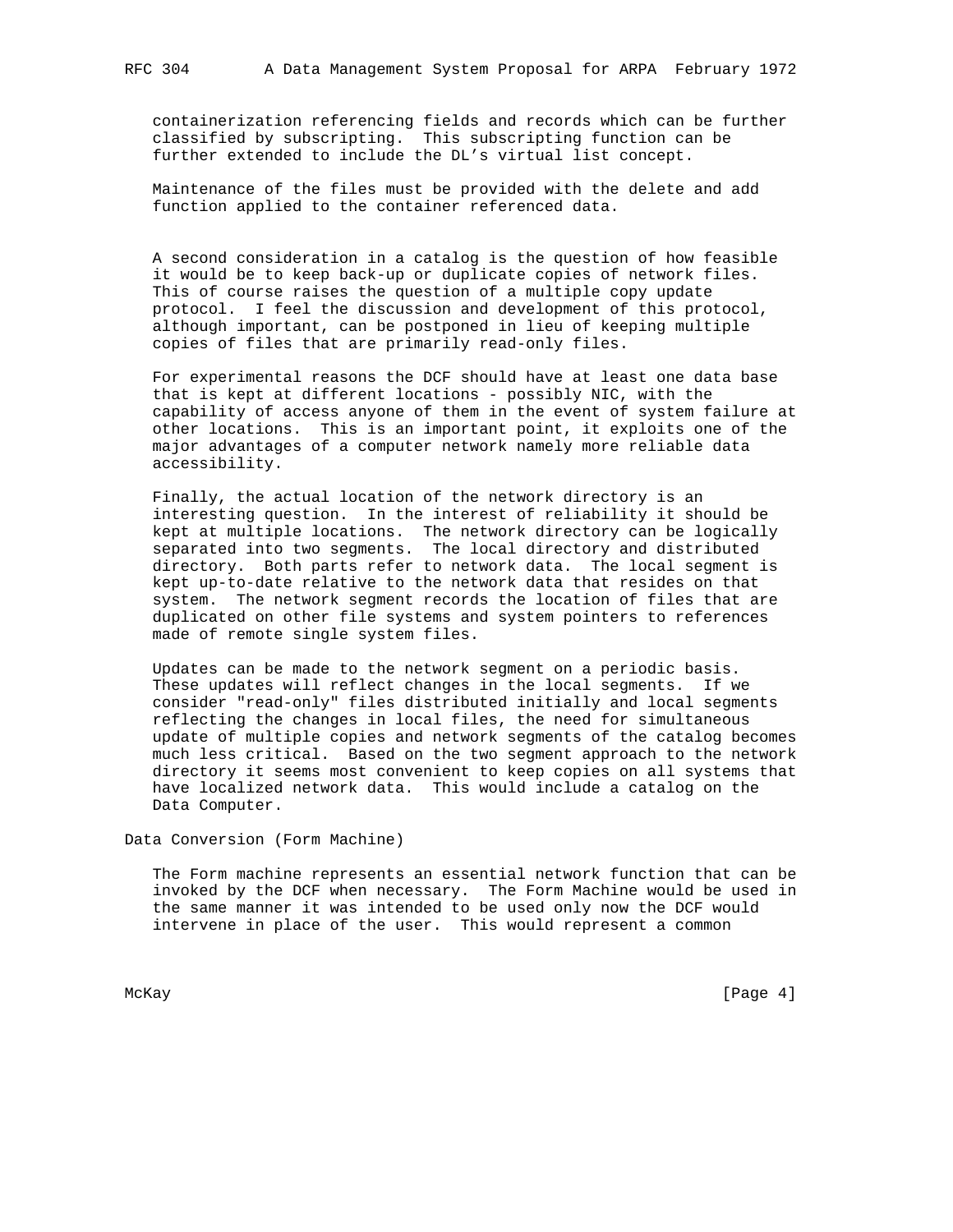containerization referencing fields and records which can be further classified by subscripting. This subscripting function can be further extended to include the DL's virtual list concept.

Maintenance of the files must be provided with the delete and add function applied to the container referenced data.

A second consideration in a catalog is the question of how feasible it would be to keep back-up or duplicate copies of network files. This of course raises the question of a multiple copy update protocol. I feel the discussion and development of this protocol, although important, can be postponed in lieu of keeping multiple copies of files that are primarily read-only files.

For experimental reasons the DCF should have at least one data base that is kept at different locations - possibly NIC, with the capability of access anyone of them in the event of system failure at other locations. This is an important point, it exploits one of the major advantages of a computer network namely more reliable data accessibility.

Finally, the actual location of the network directory is an interesting question. In the interest of reliability it should be kept at multiple locations. The network directory can be logically separated into two segments. The local directory and distributed directory. Both parts refer to network data. The local segment is kept up-to-date relative to the network data that resides on that system. The network segment records the location of files that are duplicated on other file systems and system pointers to references made of remote single system files.

Updates can be made to the network segment on a periodic basis. These updates will reflect changes in the local segments. If we consider "read-only" files distributed initially and local segments reflecting the changes in local files, the need for simultaneous update of multiple copies and network segments of the catalog becomes much less critical. Based on the two segment approach to the network directory it seems most convenient to keep copies on all systems that have localized network data. This would include a catalog on the Data Computer.

## Data Conversion (Form Machine)

The Form machine represents an essential network function that can be invoked by the DCF when necessary. The Form Machine would be used in the same manner it was intended to be used only now the DCF would intervene in place of the user. This would represent a common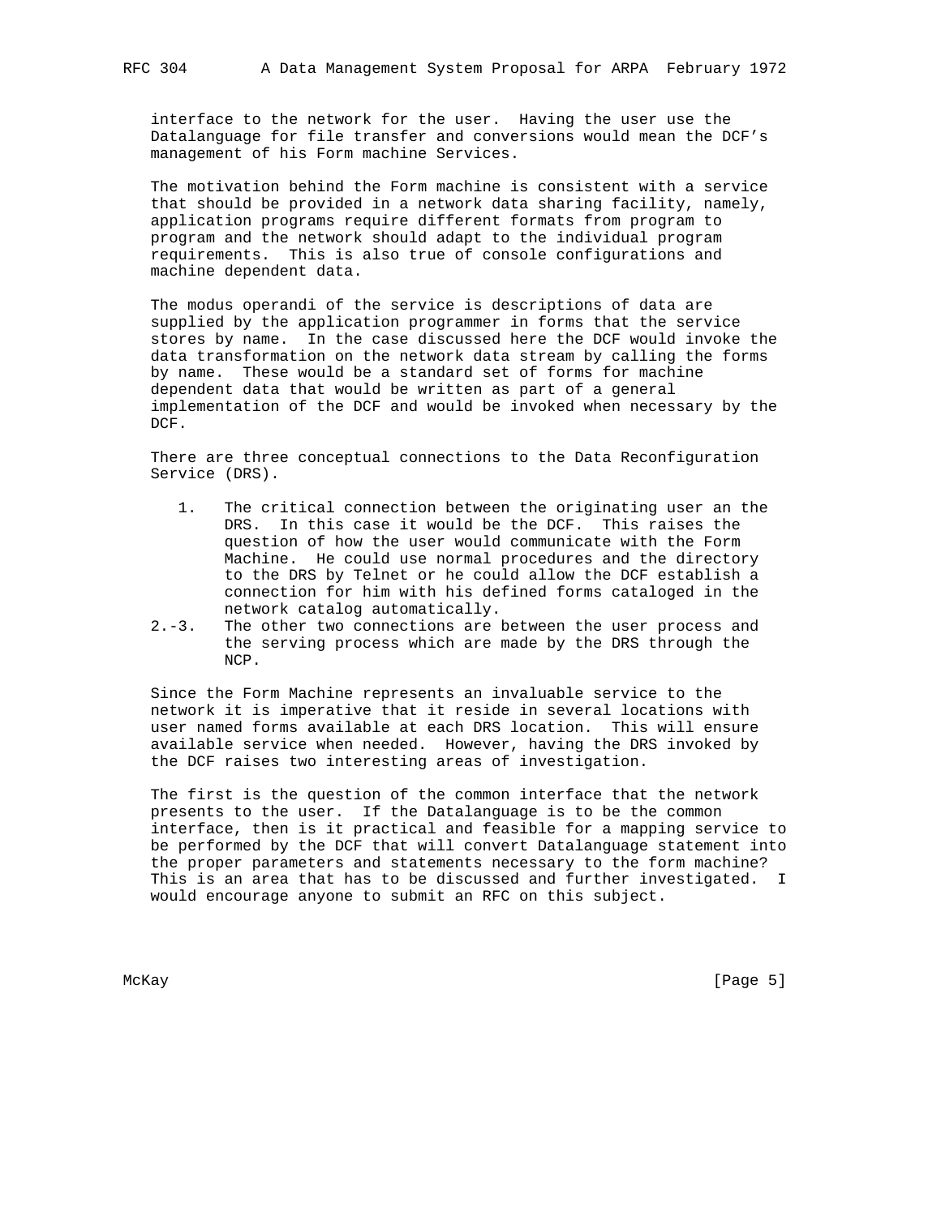interface to the network for the user. Having the user use the Datalanguage for file transfer and conversions would mean the DCF's management of his Form machine Services.

The motivation behind the Form machine is consistent with a service that should be provided in a network data sharing facility, namely, application programs require different formats from program to program and the network should adapt to the individual program requirements. This is also true of console configurations and machine dependent data.

The modus operandi of the service is descriptions of data are supplied by the application programmer in forms that the service stores by name. In the case discussed here the DCF would invoke the data transformation on the network data stream by calling the forms by name. These would be a standard set of forms for machine dependent data that would be written as part of a general implementation of the DCF and would be invoked when necessary by the DCF.

There are three conceptual connections to the Data Reconfiguration Service (DRS).

1. The critical connection between the originating user an the DRS. In this case it would be the DCF. This raises the question of how the user would communicate with the Form Machine. He could use normal procedures and the directory to the DRS by Telnet or he could allow the DCF establish a connection for him with his defined forms cataloged in the network catalog automatically.

2.-3. The other two connections are between the user process and the serving process which are made by the DRS through the NCP.

Since the Form Machine represents an invaluable service to the network it is imperative that it reside in several locations with user named forms available at each DRS location. This will ensure available service when needed. However, having the DRS invoked by the DCF raises two interesting areas of investigation.

The first is the question of the common interface that the network presents to the user. If the Datalanguage is to be the common interface, then is it practical and feasible for a mapping service to be performed by the DCF that will convert Datalanguage statement into the proper parameters and statements necessary to the form machine? This is an area that has to be discussed and further investigated. I would encourage anyone to submit an RFC on this subject.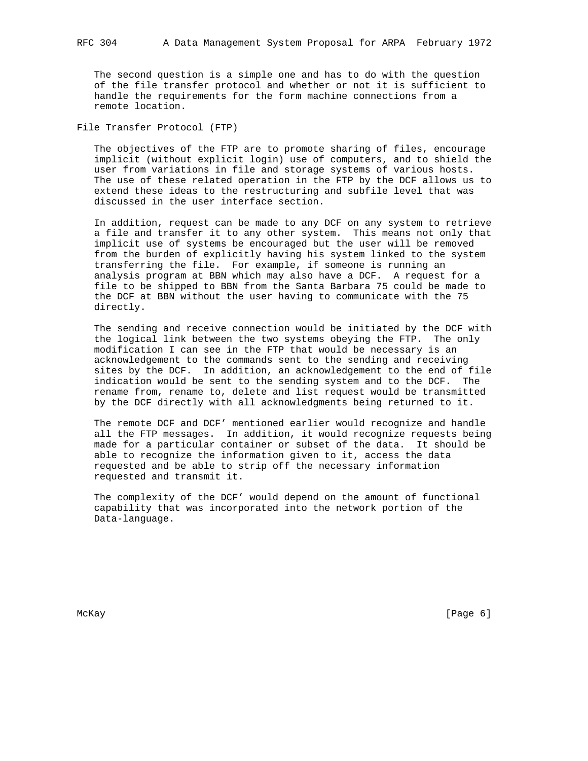The second question is a simple one and has to do with the question of the file transfer protocol and whether or not it is sufficient to handle the requirements for the form machine connections from a remote location.

## File Transfer Protocol (FTP)

The objectives of the FTP are to promote sharing of files, encourage implicit (without explicit login) use of computers, and to shield the user from variations in file and storage systems of various hosts. The use of these related operation in the FTP by the DCF allows us to extend these ideas to the restructuring and subfile level that was discussed in the user interface section.

In addition, request can be made to any DCF on any system to retrieve a file and transfer it to any other system. This means not only that implicit use of systems be encouraged but the user will be removed from the burden of explicitly having his system linked to the system transferring the file. For example, if someone is running an analysis program at BBN which may also have a DCF. A request for a file to be shipped to BBN from the Santa Barbara 75 could be made to the DCF at BBN without the user having to communicate with the 75 directly.

The sending and receive connection would be initiated by the DCF with the logical link between the two systems obeying the FTP. The only modification I can see in the FTP that would be necessary is an acknowledgement to the commands sent to the sending and receiving sites by the DCF. In addition, an acknowledgement to the end of file indication would be sent to the sending system and to the DCF. The rename from, rename to, delete and list request would be transmitted by the DCF directly with all acknowledgments being returned to it.

The remote DCF and DCF’ mentioned earlier would recognize and handle all the FTP messages. In addition, it would recognize requests being made for a particular container or subset of the data. It should be able to recognize the information given to it, access the data requested and be able to strip off the necessary information requested and transmit it.

The complexity of the DCF’ would depend on the amount of functional capability that was incorporated into the network portion of the Data-language.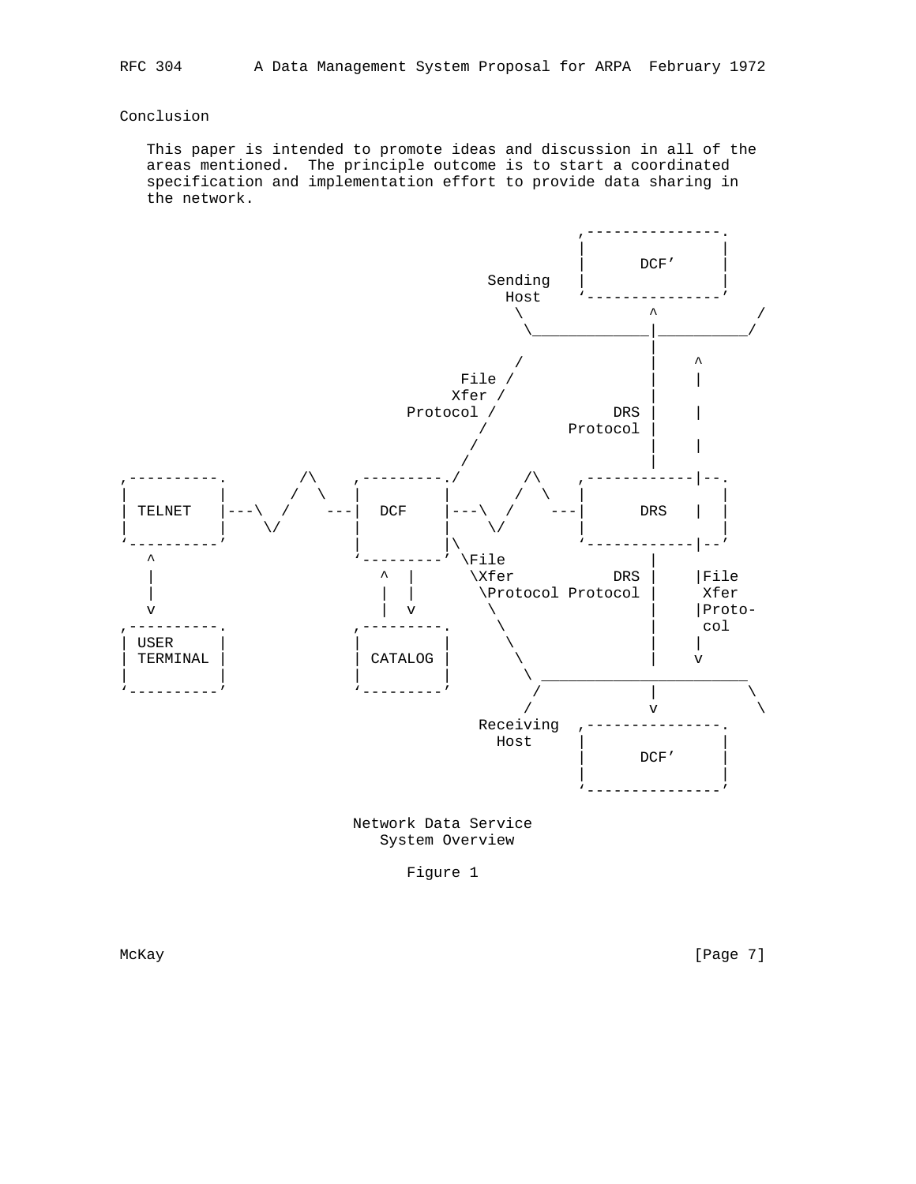## Conclusion

This paper is intended to promote ideas and discussion in all of the areas mentioned. The principle outcome is to start a coordinated specification and implementation effort to provide data sharing in the network.

```
                                                     ,---------------.
                                                     |               |
                                                     |     DCF'      |
                                           Sending   |               |
                                             Host    '---------------'
                                              \             ^           /
                                               \____________|__________/
                                                            |
                                              /             |    ^
                                        File /              |    |
                                       Xfer /               |
                                  Protocol /            DRS |    |
                                          /        Protocol |
                                         /                  |    |
                                        /                   |
,----------.        /\     ,---------./        /\     ,-----------|--.
|          |       /  \    |         |        /  \    |              |
| TELNET   |---\  /    ---|  DCF     |---\  /    ---|      DRS   |  |
|          |    \/         |         |    \/          |              |
'----------'               |         |\               '-----------|--'
   ^                       '---------' \File                    |
   |                          ^  |      \Xfer           DRS |    |File
   |                          |  |       \Protocol Protocol |     Xfer
   v                          |  v        \                 |    |Proto-
,----------.               ,---------.     \                |     col
| USER     |               |         |      \               |    |
| TERMINAL |               | CATALOG |       \              |    v
|          |               |         |        \ _______________________
'----------'               '---------'         /            |          \
                                              /             v           \
                                        Receiving    ,---------------.
                                           Host      |               |
                                                     |     DCF'      |
                                                     |               |
                                                     '---------------'
```

Network Data Service
System Overview

Figure 1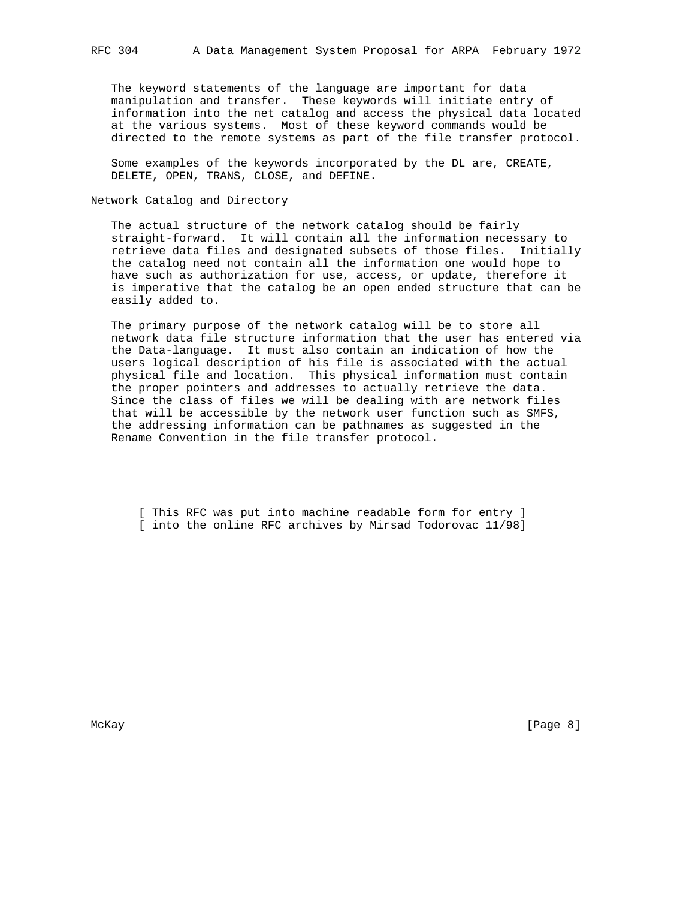The keyword statements of the language are important for data manipulation and transfer. These keywords will initiate entry of information into the net catalog and access the physical data located at the various systems. Most of these keyword commands would be directed to the remote systems as part of the file transfer protocol.

Some examples of the keywords incorporated by the DL are, CREATE, DELETE, OPEN, TRANS, CLOSE, and DEFINE.

## Network Catalog and Directory

The actual structure of the network catalog should be fairly straight-forward. It will contain all the information necessary to retrieve data files and designated subsets of those files. Initially the catalog need not contain all the information one would hope to have such as authorization for use, access, or update, therefore it is imperative that the catalog be an open ended structure that can be easily added to.

The primary purpose of the network catalog will be to store all network data file structure information that the user has entered via the Data-language. It must also contain an indication of how the users logical description of his file is associated with the actual physical file and location. This physical information must contain the proper pointers and addresses to actually retrieve the data. Since the class of files we will be dealing with are network files that will be accessible by the network user function such as SMFS, the addressing information can be pathnames as suggested in the Rename Convention in the file transfer protocol.

[ This RFC was put into machine readable form for entry ]
[ into the online RFC archives by Mirsad Todorovac 11/98]